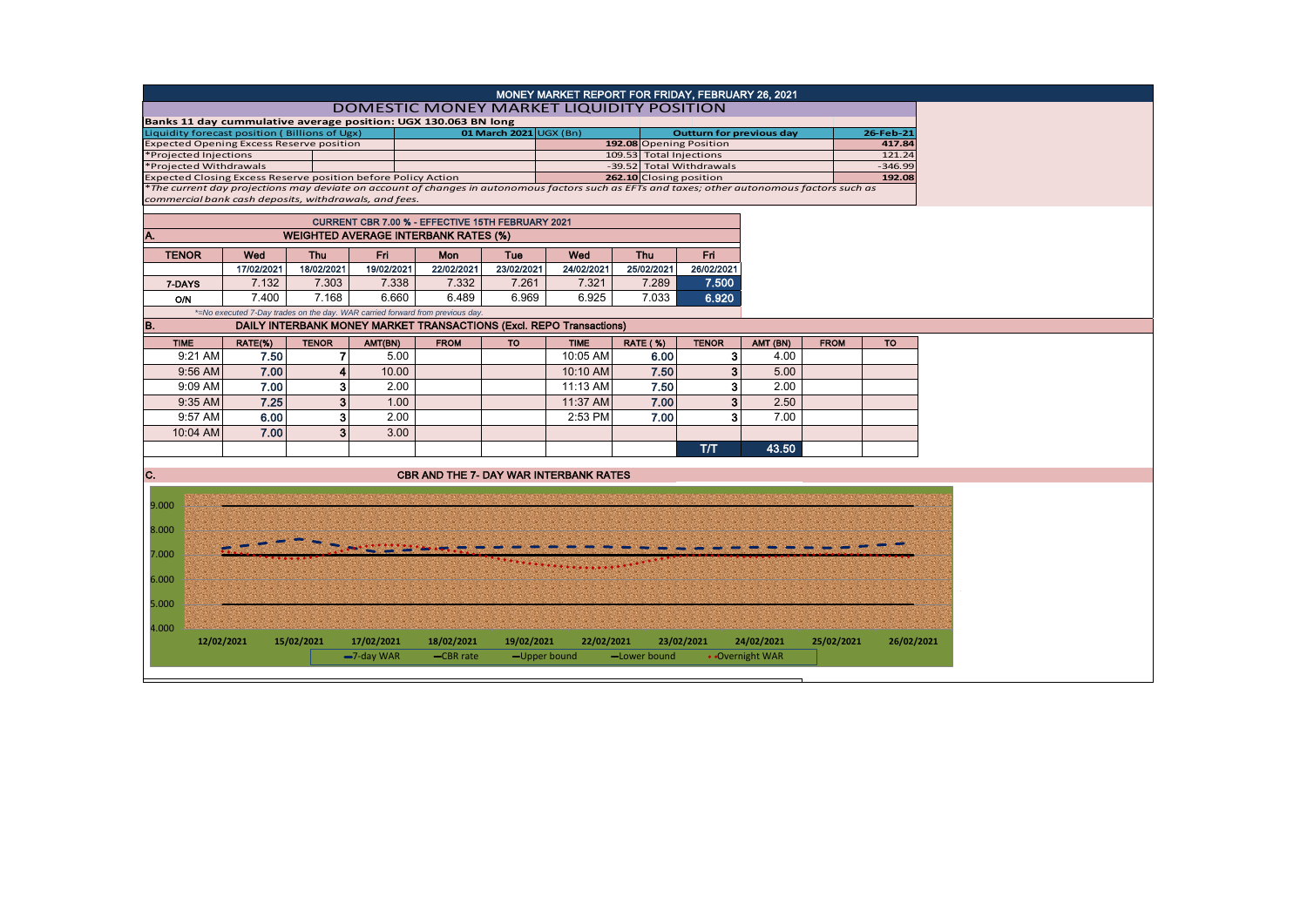# MONEY MARKET REPORT FOR FRIDAY, FEBRUARY 26, 2021

## DOMESTIC MONEY MARKET LIQUIDITY POSITION

**Banks 11 day cummulative average position: UGX 130.063 BN long**

| Liquidity forecast position ( Billions of Ugx) | 01 March 2021 UGX (Bn) | Outturn for previous day | 26-Feb-21 |
|---|---|---|---|
| Expected Opening Excess Reserve position | 192.08 | Opening Position | 417.84 |
| *Projected Injections | 109.53 | Total Injections | 121.24 |
| *Projected Withdrawals | -39.52 | Total Withdrawals | -346.99 |
| Expected Closing Excess Reserve position before Policy Action | 262.10 | Closing position | 192.08 |

*\*The current day projections may deviate on account of changes in autonomous factors such as EFTs and taxes; other autonomous factors such as commercial bank cash deposits, withdrawals, and fees.*

### CURRENT CBR 7.00 % - EFFECTIVE 15TH FEBRUARY 2021

### A. WEIGHTED AVERAGE INTERBANK RATES (%)

| TENOR | Wed | Thu | Fri | Mon | Tue | Wed | Thu | Fri |
|---|---|---|---|---|---|---|---|---|
| | 17/02/2021 | 18/02/2021 | 19/02/2021 | 22/02/2021 | 23/02/2021 | 24/02/2021 | 25/02/2021 | 26/02/2021 |
| 7-DAYS | 7.132 | 7.303 | 7.338 | 7.332 | 7.261 | 7.321 | 7.289 | **7.500** |
| O/N | 7.400 | 7.168 | 6.660 | 6.489 | 6.969 | 6.925 | 7.033 | **6.920** |

*\*=No executed 7-Day trades on the day. WAR carried forward from previous day.*

### B. DAILY INTERBANK MONEY MARKET TRANSACTIONS (Excl. REPO Transactions)

| TIME | RATE(%) | TENOR | AMT(BN) | FROM | TO | TIME | RATE (%) | TENOR | AMT (BN) | FROM | TO |
|---|---|---|---|---|---|---|---|---|---|---|---|
| 9:21 AM | 7.50 | 7 | 5.00 | | | 10:05 AM | 6.00 | 3 | 4.00 | | |
| 9:56 AM | 7.00 | 4 | 10.00 | | | 10:10 AM | 7.50 | 3 | 5.00 | | |
| 9:09 AM | 7.00 | 3 | 2.00 | | | 11:13 AM | 7.50 | 3 | 2.00 | | |
| 9:35 AM | 7.25 | 3 | 1.00 | | | 11:37 AM | 7.00 | 3 | 2.50 | | |
| 9:57 AM | 6.00 | 3 | 2.00 | | | 2:53 PM | 7.00 | 3 | 7.00 | | |
| 10:04 AM | 7.00 | 3 | 3.00 | | | | | | | | |
| | | | | | | | | T/T | 43.50 | | |

### C. CBR AND THE 7- DAY WAR INTERBANK RATES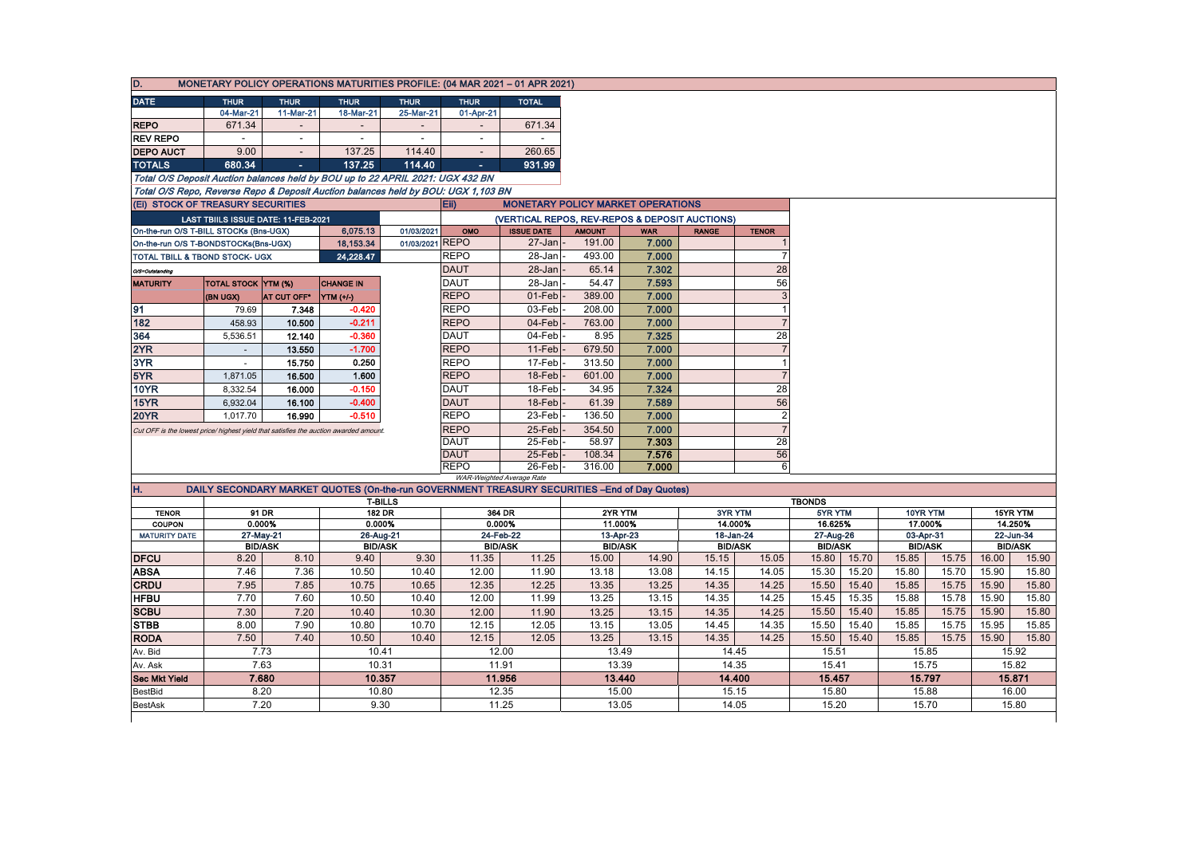## D. MONETARY POLICY OPERATIONS MATURITIES PROFILE: (04 MAR 2021 – 01 APR 2021)

| DATE | THUR | THUR | THUR | THUR | THUR | TOTAL |
|---|---|---|---|---|---|---|
| | 04-Mar-21 | 11-Mar-21 | 18-Mar-21 | 25-Mar-21 | 01-Apr-21 | |
| REPO | 671.34 | - | - | - | - | 671.34 |
| REV REPO | - | - | - | - | - | - |
| DEPO AUCT | 9.00 | - | 137.25 | 114.40 | - | 260.65 |
| TOTALS | 680.34 | - | 137.25 | 114.40 | - | 931.99 |

*Total O/S Deposit Auction balances held by BOU up to 22 APRIL 2021: UGX 432 BN*

*Total O/S Repo, Reverse Repo & Deposit Auction balances held by BOU: UGX 1,103 BN*

## (EI) STOCK OF TREASURY SECURITIES

| LAST TBIILS ISSUE DATE: 11-FEB-2021 | | | |
|---|---|---|---|
| On-the-run O/S T-BILL STOCKs (Bns-UGX) | | 6,075.13 | 01/03/2021 |
| On-the-run O/S T-BONDSTOCKs(Bns-UGX) | | 18,153.34 | 01/03/2021 |
| TOTAL TBILL & TBOND STOCK- UGX | | 24,228.47 | |

*O/S=Outstanding*

| MATURITY | TOTAL STOCK (BN UGX) | YTM (%) AT CUT OFF* | CHANGE IN YTM (+/-) |
|---|---|---|---|
| 91 | 79.69 | 7.348 | -0.420 |
| 182 | 458.93 | 10.500 | -0.211 |
| 364 | 5,536.51 | 12.140 | -0.360 |
| 2YR | - | 13.550 | -1.700 |
| 3YR | - | 15.750 | 0.250 |
| 5YR | 1,871.05 | 16.500 | 1.600 |
| 10YR | 8,332.54 | 16.000 | -0.150 |
| 15YR | 6,932.04 | 16.100 | -0.400 |
| 20YR | 1,017.70 | 16.990 | -0.510 |

*Cut OFF is the lowest price/ highest yield that satisfies the auction awarded amount.*

## Eii) MONETARY POLICY MARKET OPERATIONS

(VERTICAL REPOS, REV-REPOS & DEPOSIT AUCTIONS)

| OMO | ISSUE DATE | AMOUNT | WAR | RANGE | TENOR |
|---|---|---|---|---|---|
| REPO | 27-Jan | 191.00 | 7.000 | | 1 |
| REPO | 28-Jan | 493.00 | 7.000 | | 7 |
| DAUT | 28-Jan | 65.14 | 7.302 | | 28 |
| DAUT | 28-Jan | 54.47 | 7.593 | | 56 |
| REPO | 01-Feb | 389.00 | 7.000 | | 3 |
| REPO | 03-Feb | 208.00 | 7.000 | | 1 |
| REPO | 04-Feb | 763.00 | 7.000 | | 7 |
| DAUT | 04-Feb | 8.95 | 7.325 | | 28 |
| REPO | 11-Feb | 679.50 | 7.000 | | 7 |
| REPO | 17-Feb | 313.50 | 7.000 | | 1 |
| REPO | 18-Feb | 601.00 | 7.000 | | 7 |
| DAUT | 18-Feb | 34.95 | 7.324 | | 28 |
| DAUT | 18-Feb | 61.39 | 7.589 | | 56 |
| REPO | 23-Feb | 136.50 | 7.000 | | 2 |
| REPO | 25-Feb | 354.50 | 7.000 | | 7 |
| DAUT | 25-Feb | 58.97 | 7.303 | | 28 |
| DAUT | 25-Feb | 108.34 | 7.576 | | 56 |
| REPO | 26-Feb | 316.00 | 7.000 | | 6 |

*WAR-Weighted Average Rate*

## H. DAILY SECONDARY MARKET QUOTES (On-the-run GOVERNMENT TREASURY SECURITIES –End of Day Quotes)

| | T-BILLS | | | | | | TBONDS | | | | | | | | | | | |
|---|---|---|---|---|---|---|---|---|---|---|---|---|---|---|---|---|---|---|
| TENOR | 91 DR | | 182 DR | | 364 DR | | 2YR YTM | | 3YR YTM | | 5YR YTM | | 10YR YTM | | 15YR YTM | |
| COUPON | 0.000% | | 0.000% | | 0.000% | | 11.000% | | 14.000% | | 16.625% | | 17.000% | | 14.250% | |
| MATURITY DATE | 27-May-21 | | 26-Aug-21 | | 24-Feb-22 | | 13-Apr-23 | | 18-Jan-24 | | 27-Aug-26 | | 03-Apr-31 | | 22-Jun-34 | |
| | BID/ASK | | BID/ASK | | BID/ASK | | BID/ASK | | BID/ASK | | BID/ASK | | BID/ASK | | BID/ASK | |
| DFCU | 8.20 | 8.10 | 9.40 | 9.30 | 11.35 | 11.25 | 15.00 | 14.90 | 15.15 | 15.05 | 15.80 | 15.70 | 15.85 | 15.75 | 16.00 | 15.90 |
| ABSA | 7.46 | 7.36 | 10.50 | 10.40 | 12.00 | 11.90 | 13.18 | 13.08 | 14.15 | 14.05 | 15.30 | 15.20 | 15.80 | 15.70 | 15.90 | 15.80 |
| CRDU | 7.95 | 7.85 | 10.75 | 10.65 | 12.35 | 12.25 | 13.35 | 13.25 | 14.35 | 14.25 | 15.50 | 15.40 | 15.85 | 15.75 | 15.90 | 15.80 |
| HFBU | 7.70 | 7.60 | 10.50 | 10.40 | 12.00 | 11.99 | 13.25 | 13.15 | 14.35 | 14.25 | 15.45 | 15.35 | 15.88 | 15.78 | 15.90 | 15.80 |
| SCBU | 7.30 | 7.20 | 10.40 | 10.30 | 12.00 | 11.90 | 13.25 | 13.15 | 14.35 | 14.25 | 15.50 | 15.40 | 15.85 | 15.75 | 15.90 | 15.80 |
| STBB | 8.00 | 7.90 | 10.80 | 10.70 | 12.15 | 12.05 | 13.15 | 13.05 | 14.45 | 14.35 | 15.50 | 15.40 | 15.85 | 15.75 | 15.95 | 15.85 |
| RODA | 7.50 | 7.40 | 10.50 | 10.40 | 12.15 | 12.05 | 13.25 | 13.15 | 14.35 | 14.25 | 15.50 | 15.40 | 15.85 | 15.75 | 15.90 | 15.80 |
| Av. Bid | 7.73 | | 10.41 | | 12.00 | | 13.49 | | 14.45 | | 15.51 | | 15.85 | | 15.92 | |
| Av. Ask | 7.63 | | 10.31 | | 11.91 | | 13.39 | | 14.35 | | 15.41 | | 15.75 | | 15.82 | |
| Sec Mkt Yield | 7.680 | | 10.357 | | 11.956 | | 13.440 | | 14.400 | | 15.457 | | 15.797 | | 15.871 | |
| BestBid | 8.20 | | 10.80 | | 12.35 | | 15.00 | | 15.15 | | 15.80 | | 15.88 | | 16.00 | |
| BestAsk | 7.20 | | 9.30 | | 11.25 | | 13.05 | | 14.05 | | 15.20 | | 15.70 | | 15.80 | |